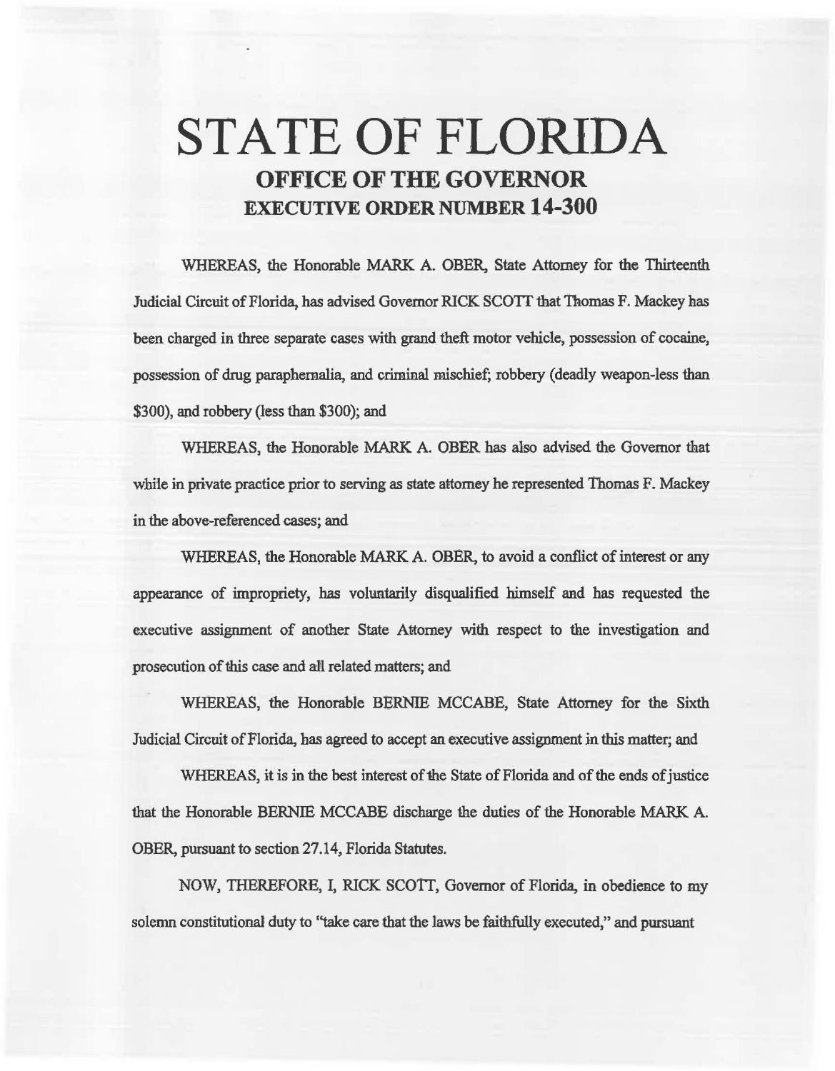# STATE OF FLORIDA

## OFFICE OF THE GOVERNOR

## EXECUTIVE ORDER NUMBER 14-300

WHEREAS, the Honorable MARK A. OBER, State Attorney for the Thirteenth Judicial Circuit of Florida, has advised Governor RICK SCOTT that Thomas F. Mackey has been charged in three separate cases with grand theft motor vehicle, possession of cocaine, possession of drug paraphernalia, and criminal mischief; robbery (deadly weapon-less than $300), and robbery (less than $300); and

WHEREAS, the Honorable MARK A. OBER has also advised the Governor that while in private practice prior to serving as state attorney he represented Thomas F. Mackey in the above-referenced cases; and

WHEREAS, the Honorable MARK A. OBER, to avoid a conflict of interest or any appearance of impropriety, has voluntarily disqualified himself and has requested the executive assignment of another State Attorney with respect to the investigation and prosecution of this case and all related matters; and

WHEREAS, the Honorable BERNIE MCCABE, State Attorney for the Sixth Judicial Circuit of Florida, has agreed to accept an executive assignment in this matter; and

WHEREAS, it is in the best interest of the State of Florida and of the ends of justice that the Honorable BERNIE MCCABE discharge the duties of the Honorable MARK A. OBER, pursuant to section 27.14, Florida Statutes.

NOW, THEREFORE, I, RICK SCOTT, Governor of Florida, in obedience to my solemn constitutional duty to "take care that the laws be faithfully executed," and pursuant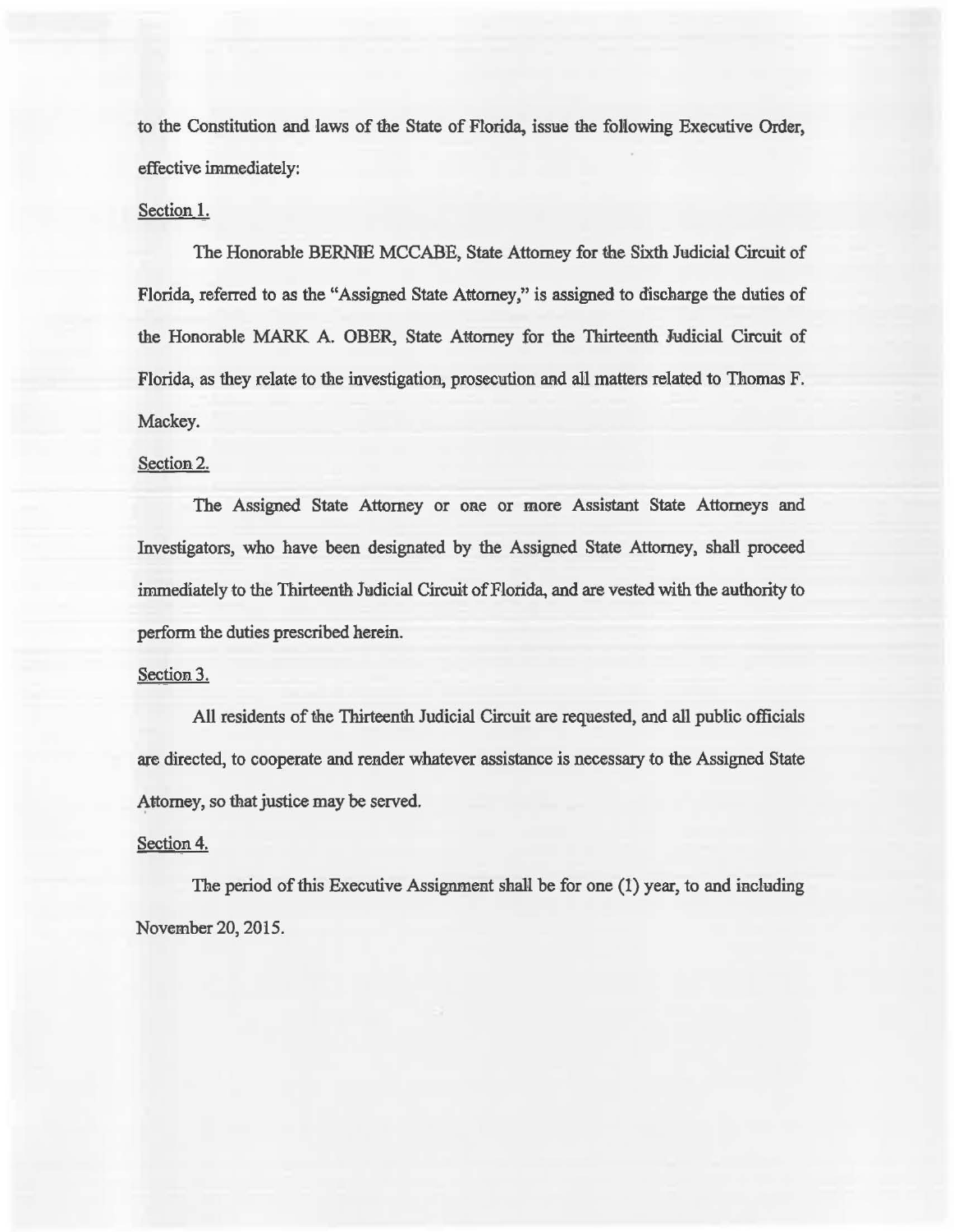to the Constitution and laws of the State of Florida, issue the following Executive Order, effective immediately:

Section 1.

The Honorable BERNIE MCCABE, State Attorney for the Sixth Judicial Circuit of Florida, referred to as the "Assigned State Attorney," is assigned to discharge the duties of the Honorable MARK A. OBER, State Attorney for the Thirteenth Judicial Circuit of Florida, as they relate to the investigation, prosecution and all matters related to Thomas F. Mackey.

Section 2.

The Assigned State Attorney or one or more Assistant State Attorneys and Investigators, who have been designated by the Assigned State Attorney, shall proceed immediately to the Thirteenth Judicial Circuit of Florida, and are vested with the authority to perform the duties prescribed herein.

Section 3.

All residents of the Thirteenth Judicial Circuit are requested, and all public officials are directed, to cooperate and render whatever assistance is necessary to the Assigned State Attorney, so that justice may be served.

Section 4.

The period of this Executive Assignment shall be for one (1) year, to and including November 20, 2015.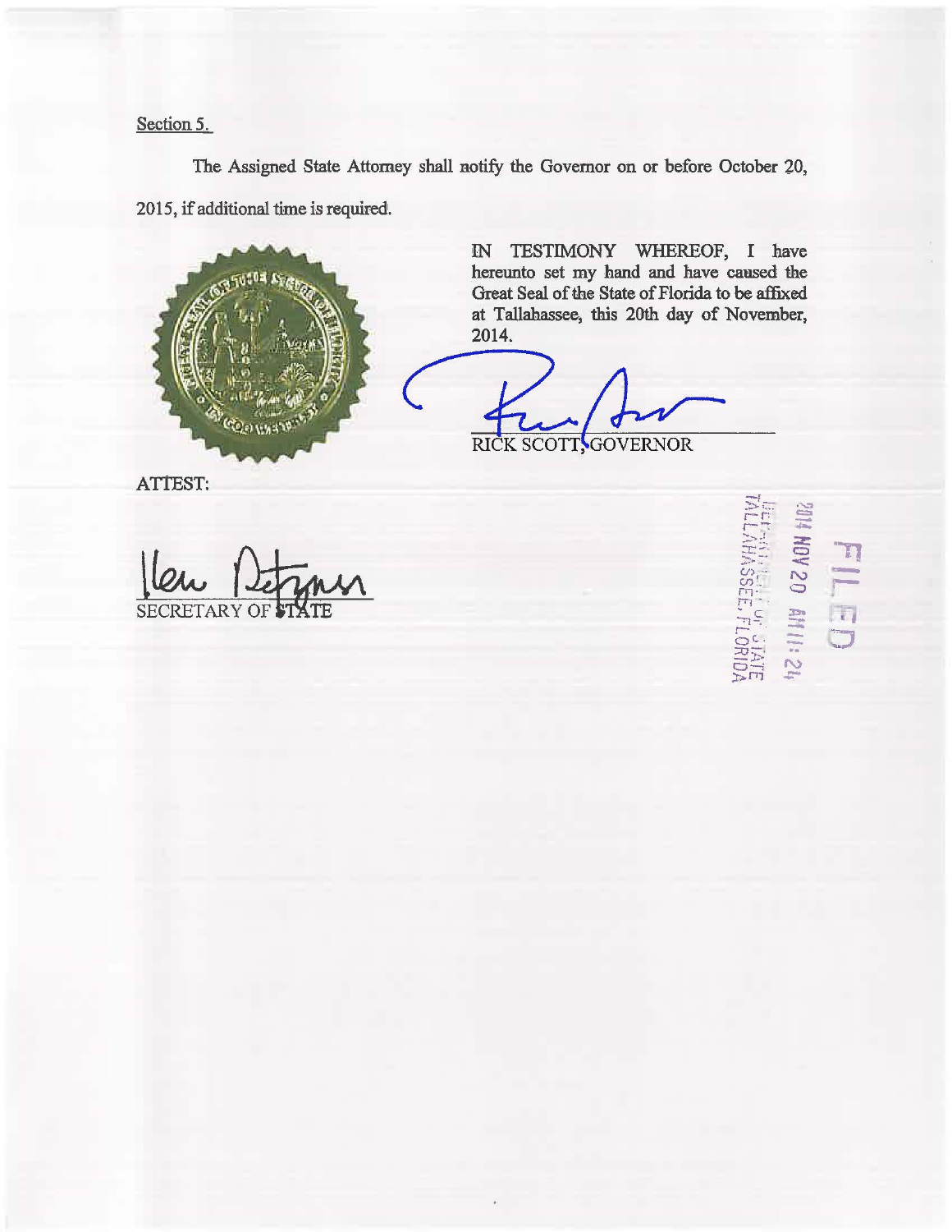Section 5.

The Assigned State Attorney shall notify the Governor on or before October 20, 2015, if additional time is required.

IN TESTIMONY WHEREOF, I have hereunto set my hand and have caused the Great Seal of the State of Florida to be affixed at Tallahassee, this 20th day of November, 2014.

RICK SCOTT, GOVERNOR

ATTEST:

SECRETARY OF STATE

FILED

2014 NOV 20 AM 11:24

DEPARTMENT OF STATE
TALLAHASSEE, FLORIDA